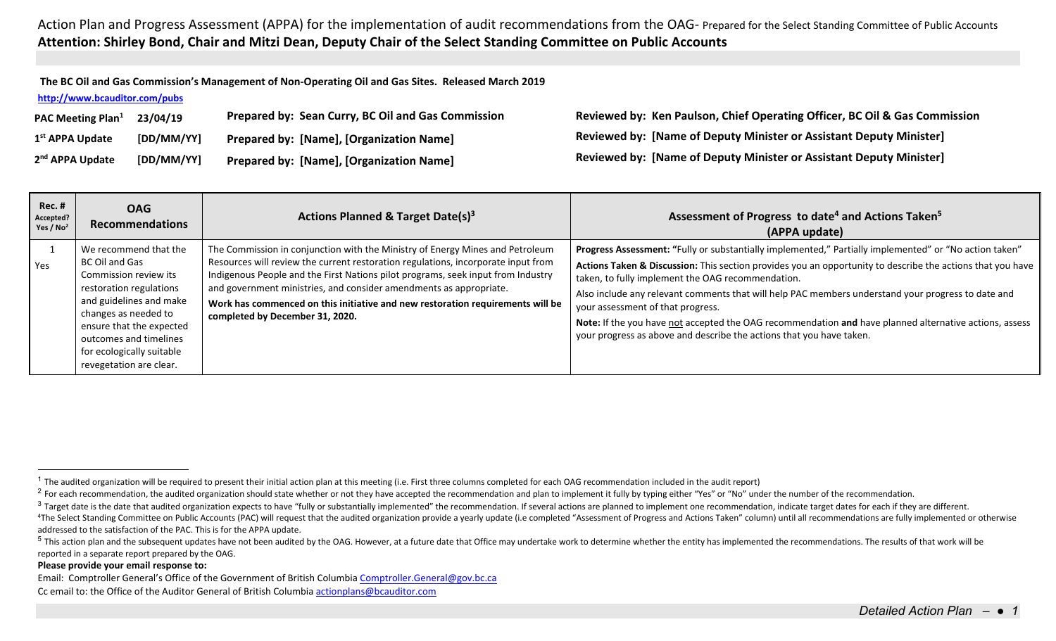# Action Plan and Progress Assessment (APPA) for the implementation of audit recommendations from the OAG- Prepared for the Select Standing Committee of Public Accounts

**Attention: Shirley Bond, Chair and Mitzi Dean, Deputy Chair of the Select Standing Committee on Public Accounts**

**The BC Oil and Gas Commission's Management of Non-Operating Oil and Gas Sites. Released March 2019**

http://www.bcauditor.com/pubs

| | | | |
|---|---|---|---|
| **PAC Meeting Plan[1]** | **23/04/19** | **Prepared by: Sean Curry, BC Oil and Gas Commission** | **Reviewed by: Ken Paulson, Chief Operating Officer, BC Oil & Gas Commission** |
| **1st APPA Update** | **[DD/MM/YY]** | **Prepared by: [Name], [Organization Name]** | **Reviewed by: [Name of Deputy Minister or Assistant Deputy Minister]** |
| **2nd APPA Update** | **[DD/MM/YY]** | **Prepared by: [Name], [Organization Name]** | **Reviewed by: [Name of Deputy Minister or Assistant Deputy Minister]** |

| Rec. # Accepted? Yes / No[2] | OAG Recommendations | Actions Planned & Target Date(s)[3] | Assessment of Progress to date[4] and Actions Taken[5] (APPA update) |
|---|---|---|---|
| 1<br>Yes | We recommend that the BC Oil and Gas Commission review its restoration regulations and guidelines and make changes as needed to ensure that the expected outcomes and timelines for ecologically suitable revegetation are clear. | The Commission in conjunction with the Ministry of Energy Mines and Petroleum Resources will review the current restoration regulations, incorporate input from Indigenous People and the First Nations pilot programs, seek input from Industry and government ministries, and consider amendments as appropriate.<br>**Work has commenced on this initiative and new restoration requirements will be completed by December 31, 2020.** | **Progress Assessment: "**Fully or substantially implemented," Partially implemented" or "No action taken"<br>**Actions Taken & Discussion:** This section provides you an opportunity to describe the actions that you have taken, to fully implement the OAG recommendation.<br>Also include any relevant comments that will help PAC members understand your progress to date and your assessment of that progress.<br>**Note:** If the you have not accepted the OAG recommendation **and** have planned alternative actions, assess your progress as above and describe the actions that you have taken. |

[1] The audited organization will be required to present their initial action plan at this meeting (i.e. First three columns completed for each OAG recommendation included in the audit report)

[2] For each recommendation, the audited organization should state whether or not they have accepted the recommendation and plan to implement it fully by typing either "Yes" or "No" under the number of the recommendation.

[3] Target date is the date that audited organization expects to have "fully or substantially implemented" the recommendation. If several actions are planned to implement one recommendation, indicate target dates for each if they are different.

[4] The Select Standing Committee on Public Accounts (PAC) will request that the audited organization provide a yearly update (i.e completed "Assessment of Progress and Actions Taken" column) until all recommendations are fully implemented or otherwise addressed to the satisfaction of the PAC. This is for the APPA update.

[5] This action plan and the subsequent updates have not been audited by the OAG. However, at a future date that Office may undertake work to determine whether the entity has implemented the recommendations. The results of that work will be reported in a separate report prepared by the OAG.

**Please provide your email response to:**

Email: Comptroller General's Office of the Government of British Columbia Comptroller.General@gov.bc.ca

Cc email to: the Office of the Auditor General of British Columbia actionplans@bcauditor.com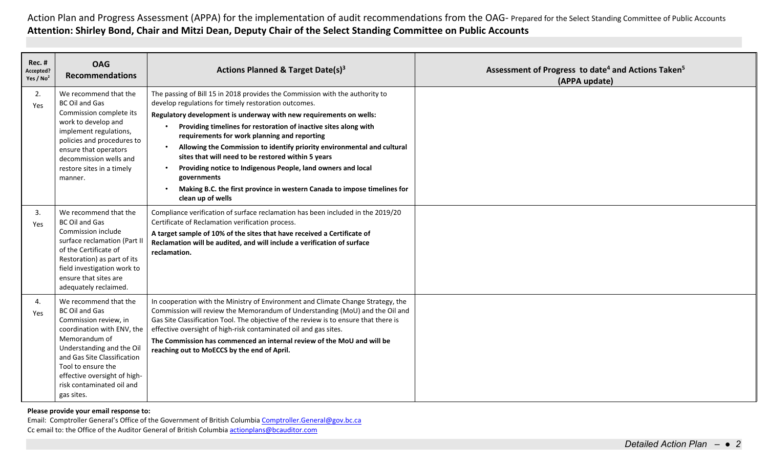Action Plan and Progress Assessment (APPA) for the implementation of audit recommendations from the OAG- Prepared for the Select Standing Committee of Public Accounts

**Attention: Shirley Bond, Chair and Mitzi Dean, Deputy Chair of the Select Standing Committee on Public Accounts**

| Rec. # Accepted? Yes / No[2] | OAG Recommendations | Actions Planned & Target Date(s)[3] | Assessment of Progress to date[4] and Actions Taken[5] (APPA update) |
|---|---|---|---|
| 2. Yes | We recommend that the BC Oil and Gas Commission complete its work to develop and implement regulations, policies and procedures to ensure that operators decommission wells and restore sites in a timely manner. | The passing of Bill 15 in 2018 provides the Commission with the authority to develop regulations for timely restoration outcomes.<br>**Regulatory development is underway with new requirements on wells:**<br>• **Providing timelines for restoration of inactive sites along with requirements for work planning and reporting**<br>• **Allowing the Commission to identify priority environmental and cultural sites that will need to be restored within 5 years**<br>• **Providing notice to Indigenous People, land owners and local governments**<br>• **Making B.C. the first province in western Canada to impose timelines for clean up of wells** | |
| 3. Yes | We recommend that the BC Oil and Gas Commission include surface reclamation (Part II of the Certificate of Restoration) as part of its field investigation work to ensure that sites are adequately reclaimed. | Compliance verification of surface reclamation has been included in the 2019/20 Certificate of Reclamation verification process.<br>**A target sample of 10% of the sites that have received a Certificate of Reclamation will be audited, and will include a verification of surface reclamation.** | |
| 4. Yes | We recommend that the BC Oil and Gas Commission review, in coordination with ENV, the Memorandum of Understanding and the Oil and Gas Site Classification Tool to ensure the effective oversight of high-risk contaminated oil and gas sites. | In cooperation with the Ministry of Environment and Climate Change Strategy, the Commission will review the Memorandum of Understanding (MoU) and the Oil and Gas Site Classification Tool. The objective of the review is to ensure that there is effective oversight of high-risk contaminated oil and gas sites.<br>**The Commission has commenced an internal review of the MoU and will be reaching out to MoECCS by the end of April.** | |

**Please provide your email response to:**

Email: Comptroller General's Office of the Government of British Columbia Comptroller.General@gov.bc.ca

Cc email to: the Office of the Auditor General of British Columbia actionplans@bcauditor.com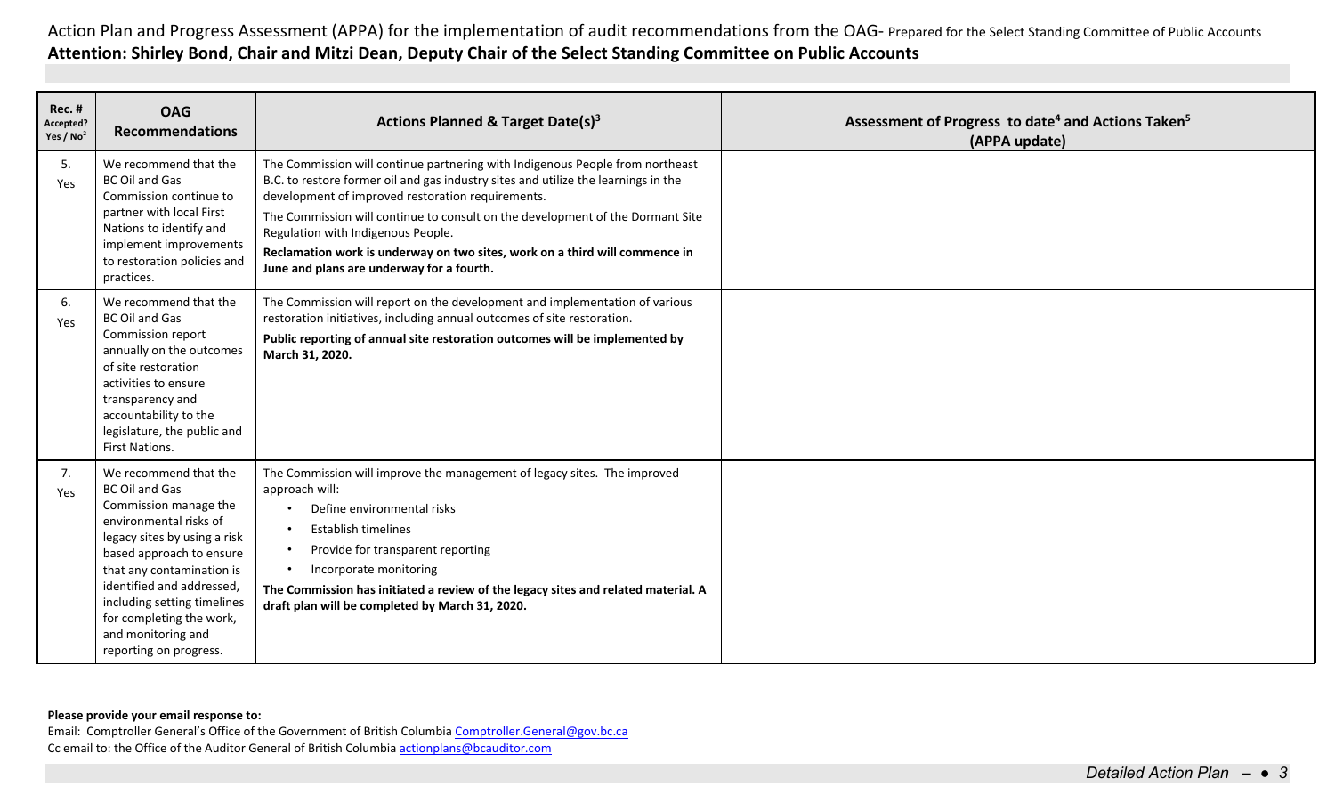Action Plan and Progress Assessment (APPA) for the implementation of audit recommendations from the OAG- Prepared for the Select Standing Committee of Public Accounts

**Attention: Shirley Bond, Chair and Mitzi Dean, Deputy Chair of the Select Standing Committee on Public Accounts**

| Rec. # Accepted? Yes / No[2] | OAG Recommendations | Actions Planned & Target Date(s)[3] | Assessment of Progress to date[4] and Actions Taken[5] (APPA update) |
|---|---|---|---|
| 5. Yes | We recommend that the BC Oil and Gas Commission continue to partner with local First Nations to identify and implement improvements to restoration policies and practices. | The Commission will continue partnering with Indigenous People from northeast B.C. to restore former oil and gas industry sites and utilize the learnings in the development of improved restoration requirements.<br><br>The Commission will continue to consult on the development of the Dormant Site Regulation with Indigenous People.<br><br>**Reclamation work is underway on two sites, work on a third will commence in June and plans are underway for a fourth.** | |
| 6. Yes | We recommend that the BC Oil and Gas Commission report annually on the outcomes of site restoration activities to ensure transparency and accountability to the legislature, the public and First Nations. | The Commission will report on the development and implementation of various restoration initiatives, including annual outcomes of site restoration.<br><br>**Public reporting of annual site restoration outcomes will be implemented by March 31, 2020.** | |
| 7. Yes | We recommend that the BC Oil and Gas Commission manage the environmental risks of legacy sites by using a risk based approach to ensure that any contamination is identified and addressed, including setting timelines for completing the work, and monitoring and reporting on progress. | The Commission will improve the management of legacy sites. The improved approach will:<br>• Define environmental risks<br>• Establish timelines<br>• Provide for transparent reporting<br>• Incorporate monitoring<br><br>**The Commission has initiated a review of the legacy sites and related material. A draft plan will be completed by March 31, 2020.** | |

**Please provide your email response to:**

Email: Comptroller General's Office of the Government of British Columbia Comptroller.General@gov.bc.ca

Cc email to: the Office of the Auditor General of British Columbia actionplans@bcauditor.com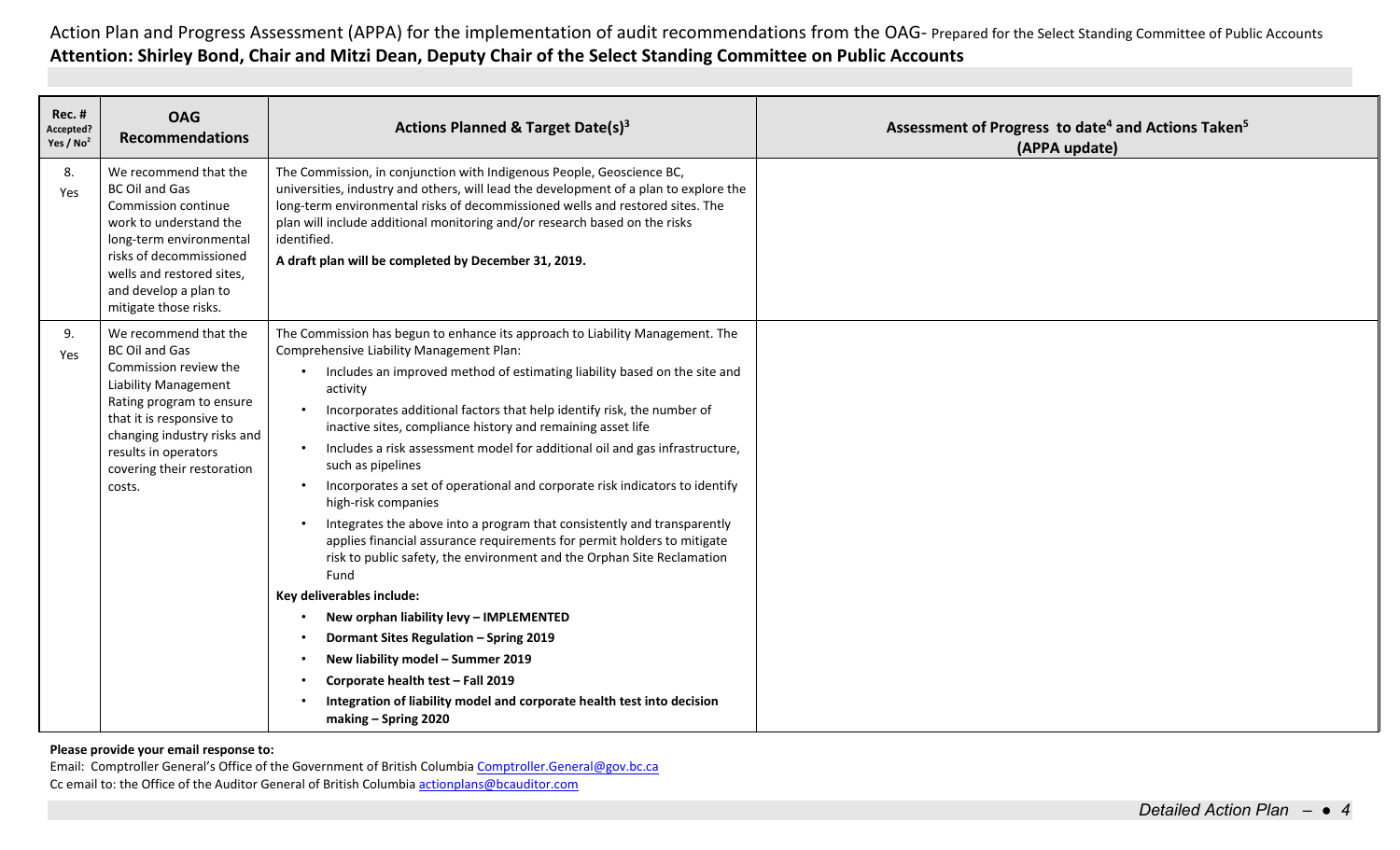Action Plan and Progress Assessment (APPA) for the implementation of audit recommendations from the OAG- Prepared for the Select Standing Committee of Public Accounts

**Attention: Shirley Bond, Chair and Mitzi Dean, Deputy Chair of the Select Standing Committee on Public Accounts**

| Rec. # Accepted? Yes / No[2] | OAG Recommendations | Actions Planned & Target Date(s)[3] | Assessment of Progress to date[4] and Actions Taken[5] (APPA update) |
|---|---|---|---|
| 8. Yes | We recommend that the BC Oil and Gas Commission continue work to understand the long-term environmental risks of decommissioned wells and restored sites, and develop a plan to mitigate those risks. | The Commission, in conjunction with Indigenous People, Geoscience BC, universities, industry and others, will lead the development of a plan to explore the long-term environmental risks of decommissioned wells and restored sites. The plan will include additional monitoring and/or research based on the risks identified.<br><br>**A draft plan will be completed by December 31, 2019.** | |
| 9. Yes | We recommend that the BC Oil and Gas Commission review the Liability Management Rating program to ensure that it is responsive to changing industry risks and results in operators covering their restoration costs. | The Commission has begun to enhance its approach to Liability Management. The Comprehensive Liability Management Plan:<br>• Includes an improved method of estimating liability based on the site and activity<br>• Incorporates additional factors that help identify risk, the number of inactive sites, compliance history and remaining asset life<br>• Includes a risk assessment model for additional oil and gas infrastructure, such as pipelines<br>• Incorporates a set of operational and corporate risk indicators to identify high-risk companies<br>• Integrates the above into a program that consistently and transparently applies financial assurance requirements for permit holders to mitigate risk to public safety, the environment and the Orphan Site Reclamation Fund<br><br>**Key deliverables include:**<br>• **New orphan liability levy – IMPLEMENTED**<br>• **Dormant Sites Regulation – Spring 2019**<br>• **New liability model – Summer 2019**<br>• **Corporate health test – Fall 2019**<br>• **Integration of liability model and corporate health test into decision making – Spring 2020** | |

**Please provide your email response to:**

Email: Comptroller General's Office of the Government of British Columbia Comptroller.General@gov.bc.ca

Cc email to: the Office of the Auditor General of British Columbia actionplans@bcauditor.com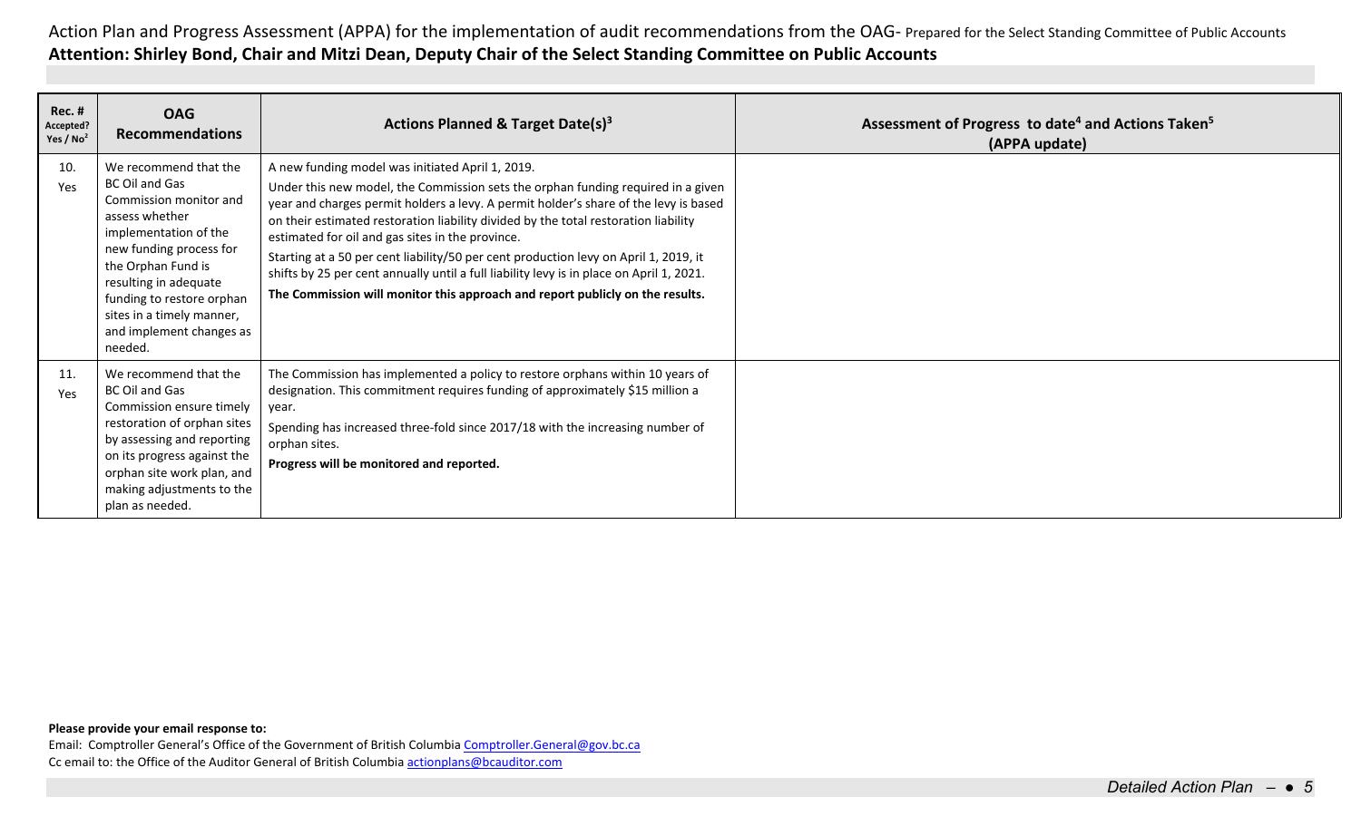Action Plan and Progress Assessment (APPA) for the implementation of audit recommendations from the OAG- Prepared for the Select Standing Committee of Public Accounts

**Attention: Shirley Bond, Chair and Mitzi Dean, Deputy Chair of the Select Standing Committee on Public Accounts**

| Rec. # Accepted? Yes / No[2] | OAG Recommendations | Actions Planned & Target Date(s)[3] | Assessment of Progress to date[4] and Actions Taken[5] (APPA update) |
|---|---|---|---|
| 10. Yes | We recommend that the BC Oil and Gas Commission monitor and assess whether implementation of the new funding process for the Orphan Fund is resulting in adequate funding to restore orphan sites in a timely manner, and implement changes as needed. | A new funding model was initiated April 1, 2019. Under this new model, the Commission sets the orphan funding required in a given year and charges permit holders a levy. A permit holder's share of the levy is based on their estimated restoration liability divided by the total restoration liability estimated for oil and gas sites in the province. Starting at a 50 per cent liability/50 per cent production levy on April 1, 2019, it shifts by 25 per cent annually until a full liability levy is in place on April 1, 2021. **The Commission will monitor this approach and report publicly on the results.** | |
| 11. Yes | We recommend that the BC Oil and Gas Commission ensure timely restoration of orphan sites by assessing and reporting on its progress against the orphan site work plan, and making adjustments to the plan as needed. | The Commission has implemented a policy to restore orphans within 10 years of designation. This commitment requires funding of approximately $15 million a year. Spending has increased three-fold since 2017/18 with the increasing number of orphan sites. **Progress will be monitored and reported.** | |

**Please provide your email response to:**

Email: Comptroller General's Office of the Government of British Columbia Comptroller.General@gov.bc.ca

Cc email to: the Office of the Auditor General of British Columbia actionplans@bcauditor.com